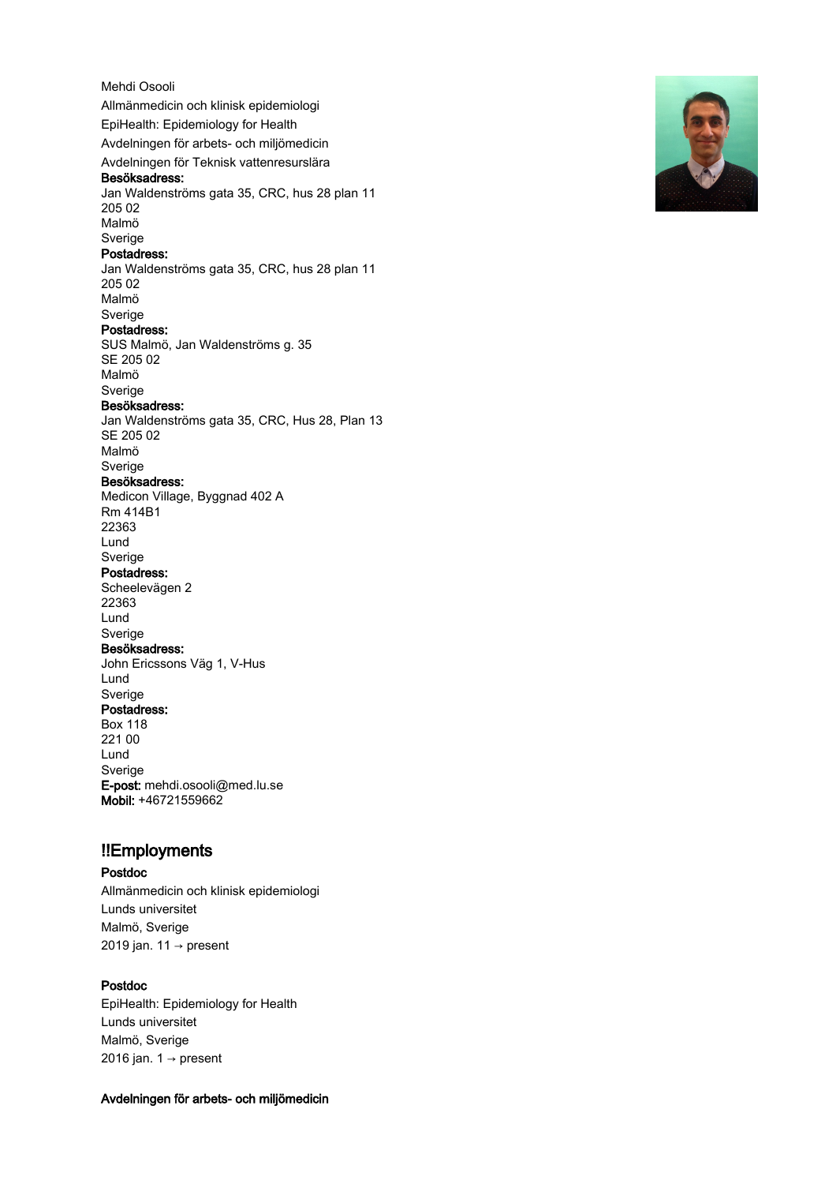Mehdi Osooli

Allmänmedicin och klinisk epidemiologi

EpiHealth: Epidemiology for Health

Avdelningen för arbets- och miljömedicin

Avdelningen för Teknisk vattenresurslära

**Besöksadress:**
Jan Waldenströms gata 35, CRC, hus 28 plan 11
205 02
Malmö
Sverige

**Postadress:**
Jan Waldenströms gata 35, CRC, hus 28 plan 11
205 02
Malmö
Sverige

**Postadress:**
SUS Malmö, Jan Waldenströms g. 35
SE 205 02
Malmö
Sverige

**Besöksadress:**
Jan Waldenströms gata 35, CRC, Hus 28, Plan 13
SE 205 02
Malmö
Sverige

**Besöksadress:**
Medicon Village, Byggnad 402 A
Rm 414B1
22363
Lund
Sverige

**Postadress:**
Scheelevägen 2
22363
Lund
Sverige

**Besöksadress:**
John Ericssons Väg 1, V-Hus
Lund
Sverige

**Postadress:**
Box 118
221 00
Lund
Sverige

**E-post:** mehdi.osooli@med.lu.se
**Mobil:** +46721559662

## !!Employments

**Postdoc**
Allmänmedicin och klinisk epidemiologi
Lunds universitet
Malmö, Sverige
2019 jan. 11 → present

**Postdoc**
EpiHealth: Epidemiology for Health
Lunds universitet
Malmö, Sverige
2016 jan. 1 → present

**Avdelningen för arbets- och miljömedicin**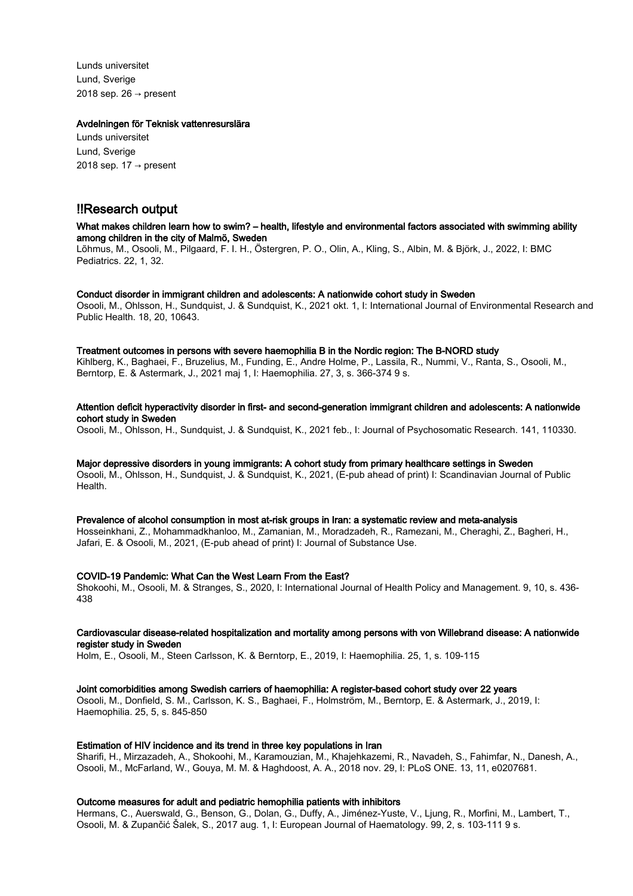Lunds universitet
Lund, Sverige
2018 sep. 26 → present

#### Avdelningen för Teknisk vattenresurslära

Lunds universitet
Lund, Sverige
2018 sep. 17 → present

## !!Research output

**What makes children learn how to swim? – health, lifestyle and environmental factors associated with swimming ability among children in the city of Malmö, Sweden**
Lõhmus, M., Osooli, M., Pilgaard, F. I. H., Östergren, P. O., Olin, A., Kling, S., Albin, M. & Björk, J., 2022, I: BMC Pediatrics. 22, 1, 32.

**Conduct disorder in immigrant children and adolescents: A nationwide cohort study in Sweden**
Osooli, M., Ohlsson, H., Sundquist, J. & Sundquist, K., 2021 okt. 1, I: International Journal of Environmental Research and Public Health. 18, 20, 10643.

**Treatment outcomes in persons with severe haemophilia B in the Nordic region: The B-NORD study**
Kihlberg, K., Baghaei, F., Bruzelius, M., Funding, E., Andre Holme, P., Lassila, R., Nummi, V., Ranta, S., Osooli, M., Berntorp, E. & Astermark, J., 2021 maj 1, I: Haemophilia. 27, 3, s. 366-374 9 s.

**Attention deficit hyperactivity disorder in first- and second-generation immigrant children and adolescents: A nationwide cohort study in Sweden**
Osooli, M., Ohlsson, H., Sundquist, J. & Sundquist, K., 2021 feb., I: Journal of Psychosomatic Research. 141, 110330.

**Major depressive disorders in young immigrants: A cohort study from primary healthcare settings in Sweden**
Osooli, M., Ohlsson, H., Sundquist, J. & Sundquist, K., 2021, (E-pub ahead of print) I: Scandinavian Journal of Public Health.

**Prevalence of alcohol consumption in most at-risk groups in Iran: a systematic review and meta-analysis**
Hosseinkhani, Z., Mohammadkhanloo, M., Zamanian, M., Moradzadeh, R., Ramezani, M., Cheraghi, Z., Bagheri, H., Jafari, E. & Osooli, M., 2021, (E-pub ahead of print) I: Journal of Substance Use.

**COVID-19 Pandemic: What Can the West Learn From the East?**
Shokoohi, M., Osooli, M. & Stranges, S., 2020, I: International Journal of Health Policy and Management. 9, 10, s. 436-438

**Cardiovascular disease-related hospitalization and mortality among persons with von Willebrand disease: A nationwide register study in Sweden**
Holm, E., Osooli, M., Steen Carlsson, K. & Berntorp, E., 2019, I: Haemophilia. 25, 1, s. 109-115

**Joint comorbidities among Swedish carriers of haemophilia: A register-based cohort study over 22 years**
Osooli, M., Donfield, S. M., Carlsson, K. S., Baghaei, F., Holmström, M., Berntorp, E. & Astermark, J., 2019, I: Haemophilia. 25, 5, s. 845-850

**Estimation of HIV incidence and its trend in three key populations in Iran**
Sharifi, H., Mirzazadeh, A., Shokoohi, M., Karamouzian, M., Khajehkazemi, R., Navadeh, S., Fahimfar, N., Danesh, A., Osooli, M., McFarland, W., Gouya, M. M. & Haghdoost, A. A., 2018 nov. 29, I: PLoS ONE. 13, 11, e0207681.

**Outcome measures for adult and pediatric hemophilia patients with inhibitors**
Hermans, C., Auerswald, G., Benson, G., Dolan, G., Duffy, A., Jiménez-Yuste, V., Ljung, R., Morfini, M., Lambert, T., Osooli, M. & Zupančić Šalek, S., 2017 aug. 1, I: European Journal of Haematology. 99, 2, s. 103-111 9 s.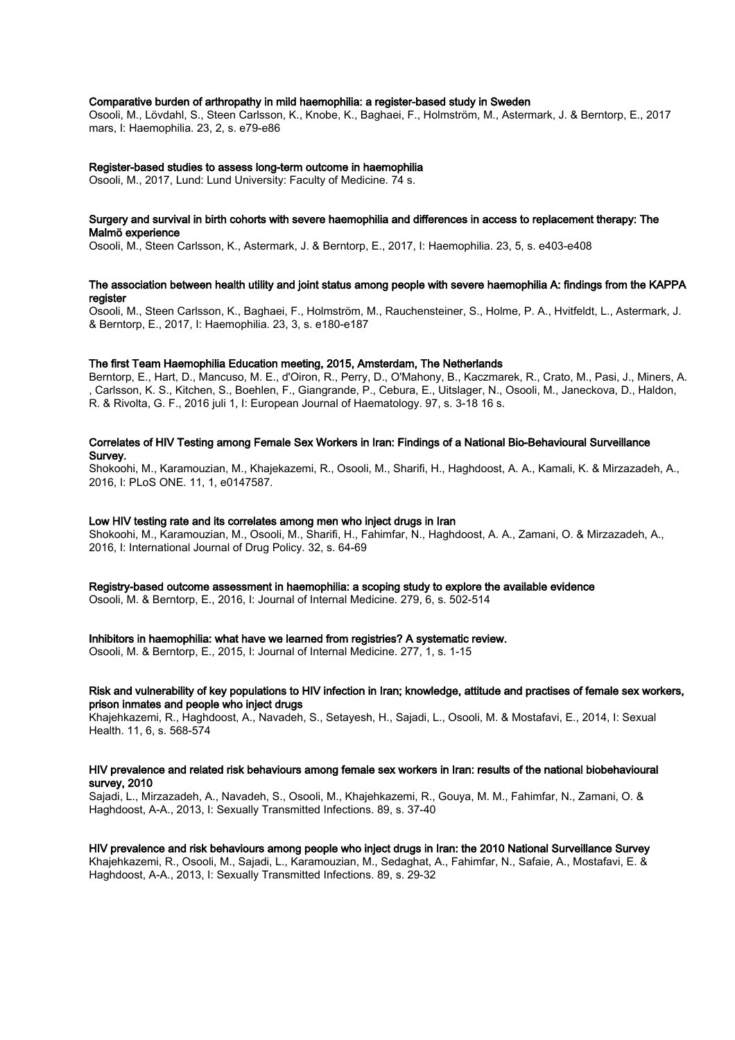**Comparative burden of arthropathy in mild haemophilia: a register-based study in Sweden**
Osooli, M., Lövdahl, S., Steen Carlsson, K., Knobe, K., Baghaei, F., Holmström, M., Astermark, J. & Berntorp, E., 2017 mars, I: Haemophilia. 23, 2, s. e79-e86

**Register-based studies to assess long-term outcome in haemophilia**
Osooli, M., 2017, Lund: Lund University: Faculty of Medicine. 74 s.

**Surgery and survival in birth cohorts with severe haemophilia and differences in access to replacement therapy: The Malmö experience**
Osooli, M., Steen Carlsson, K., Astermark, J. & Berntorp, E., 2017, I: Haemophilia. 23, 5, s. e403-e408

**The association between health utility and joint status among people with severe haemophilia A: findings from the KAPPA register**
Osooli, M., Steen Carlsson, K., Baghaei, F., Holmström, M., Rauchensteiner, S., Holme, P. A., Hvitfeldt, L., Astermark, J. & Berntorp, E., 2017, I: Haemophilia. 23, 3, s. e180-e187

**The first Team Haemophilia Education meeting, 2015, Amsterdam, The Netherlands**
Berntorp, E., Hart, D., Mancuso, M. E., d'Oiron, R., Perry, D., O'Mahony, B., Kaczmarek, R., Crato, M., Pasi, J., Miners, A. , Carlsson, K. S., Kitchen, S., Boehlen, F., Giangrande, P., Cebura, E., Uitslager, N., Osooli, M., Janeckova, D., Haldon, R. & Rivolta, G. F., 2016 juli 1, I: European Journal of Haematology. 97, s. 3-18 16 s.

**Correlates of HIV Testing among Female Sex Workers in Iran: Findings of a National Bio-Behavioural Surveillance Survey.**
Shokoohi, M., Karamouzian, M., Khajekazemi, R., Osooli, M., Sharifi, H., Haghdoost, A. A., Kamali, K. & Mirzazadeh, A., 2016, I: PLoS ONE. 11, 1, e0147587.

**Low HIV testing rate and its correlates among men who inject drugs in Iran**
Shokoohi, M., Karamouzian, M., Osooli, M., Sharifi, H., Fahimfar, N., Haghdoost, A. A., Zamani, O. & Mirzazadeh, A., 2016, I: International Journal of Drug Policy. 32, s. 64-69

**Registry-based outcome assessment in haemophilia: a scoping study to explore the available evidence**
Osooli, M. & Berntorp, E., 2016, I: Journal of Internal Medicine. 279, 6, s. 502-514

**Inhibitors in haemophilia: what have we learned from registries? A systematic review.**
Osooli, M. & Berntorp, E., 2015, I: Journal of Internal Medicine. 277, 1, s. 1-15

**Risk and vulnerability of key populations to HIV infection in Iran; knowledge, attitude and practises of female sex workers, prison inmates and people who inject drugs**
Khajehkazemi, R., Haghdoost, A., Navadeh, S., Setayesh, H., Sajadi, L., Osooli, M. & Mostafavi, E., 2014, I: Sexual Health. 11, 6, s. 568-574

**HIV prevalence and related risk behaviours among female sex workers in Iran: results of the national biobehavioural survey, 2010**
Sajadi, L., Mirzazadeh, A., Navadeh, S., Osooli, M., Khajehkazemi, R., Gouya, M. M., Fahimfar, N., Zamani, O. & Haghdoost, A-A., 2013, I: Sexually Transmitted Infections. 89, s. 37-40

**HIV prevalence and risk behaviours among people who inject drugs in Iran: the 2010 National Surveillance Survey**
Khajehkazemi, R., Osooli, M., Sajadi, L., Karamouzian, M., Sedaghat, A., Fahimfar, N., Safaie, A., Mostafavi, E. & Haghdoost, A-A., 2013, I: Sexually Transmitted Infections. 89, s. 29-32